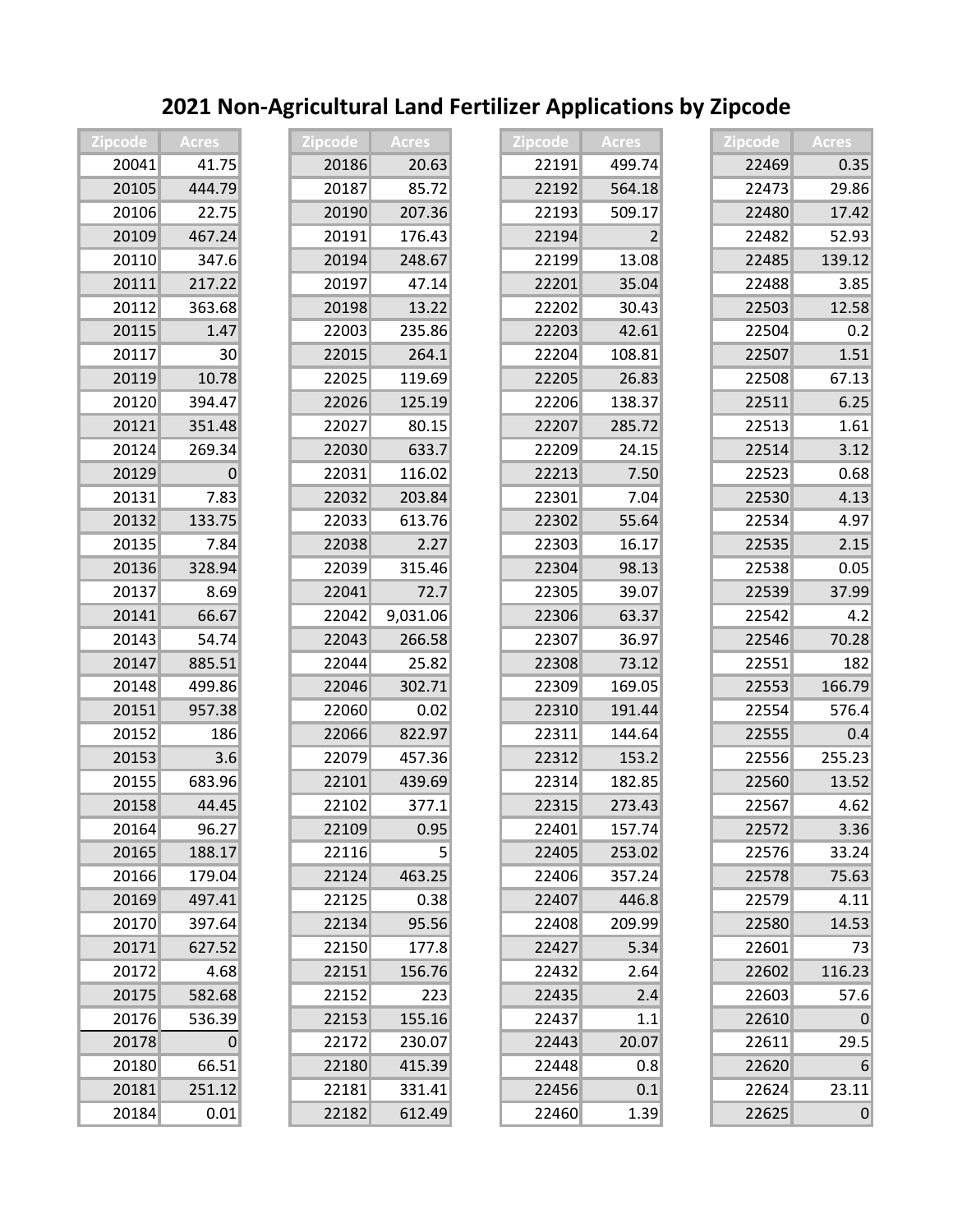# 2021 Non-Agricultural Land Fertilizer Applications by Zipcode

| Zipcode | Acres |
|---|---|
| 20041 | 41.75 |
| 20105 | 444.79 |
| 20106 | 22.75 |
| 20109 | 467.24 |
| 20110 | 347.6 |
| 20111 | 217.22 |
| 20112 | 363.68 |
| 20115 | 1.47 |
| 20117 | 30 |
| 20119 | 10.78 |
| 20120 | 394.47 |
| 20121 | 351.48 |
| 20124 | 269.34 |
| 20129 | 0 |
| 20131 | 7.83 |
| 20132 | 133.75 |
| 20135 | 7.84 |
| 20136 | 328.94 |
| 20137 | 8.69 |
| 20141 | 66.67 |
| 20143 | 54.74 |
| 20147 | 885.51 |
| 20148 | 499.86 |
| 20151 | 957.38 |
| 20152 | 186 |
| 20153 | 3.6 |
| 20155 | 683.96 |
| 20158 | 44.45 |
| 20164 | 96.27 |
| 20165 | 188.17 |
| 20166 | 179.04 |
| 20169 | 497.41 |
| 20170 | 397.64 |
| 20171 | 627.52 |
| 20172 | 4.68 |
| 20175 | 582.68 |
| 20176 | 536.39 |
| 20178 | 0 |
| 20180 | 66.51 |
| 20181 | 251.12 |
| 20184 | 0.01 |
| 20186 | 20.63 |
| 20187 | 85.72 |
| 20190 | 207.36 |
| 20191 | 176.43 |
| 20194 | 248.67 |
| 20197 | 47.14 |
| 20198 | 13.22 |
| 22003 | 235.86 |
| 22015 | 264.1 |
| 22025 | 119.69 |
| 22026 | 125.19 |
| 22027 | 80.15 |
| 22030 | 633.7 |
| 22031 | 116.02 |
| 22032 | 203.84 |
| 22033 | 613.76 |
| 22038 | 2.27 |
| 22039 | 315.46 |
| 22041 | 72.7 |
| 22042 | 9,031.06 |
| 22043 | 266.58 |
| 22044 | 25.82 |
| 22046 | 302.71 |
| 22060 | 0.02 |
| 22066 | 822.97 |
| 22079 | 457.36 |
| 22101 | 439.69 |
| 22102 | 377.1 |
| 22109 | 0.95 |
| 22116 | 5 |
| 22124 | 463.25 |
| 22125 | 0.38 |
| 22134 | 95.56 |
| 22150 | 177.8 |
| 22151 | 156.76 |
| 22152 | 223 |
| 22153 | 155.16 |
| 22172 | 230.07 |
| 22180 | 415.39 |
| 22181 | 331.41 |
| 22182 | 612.49 |
| 22191 | 499.74 |
| 22192 | 564.18 |
| 22193 | 509.17 |
| 22194 | 2 |
| 22199 | 13.08 |
| 22201 | 35.04 |
| 22202 | 30.43 |
| 22203 | 42.61 |
| 22204 | 108.81 |
| 22205 | 26.83 |
| 22206 | 138.37 |
| 22207 | 285.72 |
| 22209 | 24.15 |
| 22213 | 7.50 |
| 22301 | 7.04 |
| 22302 | 55.64 |
| 22303 | 16.17 |
| 22304 | 98.13 |
| 22305 | 39.07 |
| 22306 | 63.37 |
| 22307 | 36.97 |
| 22308 | 73.12 |
| 22309 | 169.05 |
| 22310 | 191.44 |
| 22311 | 144.64 |
| 22312 | 153.2 |
| 22314 | 182.85 |
| 22315 | 273.43 |
| 22401 | 157.74 |
| 22405 | 253.02 |
| 22406 | 357.24 |
| 22407 | 446.8 |
| 22408 | 209.99 |
| 22427 | 5.34 |
| 22432 | 2.64 |
| 22435 | 2.4 |
| 22437 | 1.1 |
| 22443 | 20.07 |
| 22448 | 0.8 |
| 22456 | 0.1 |
| 22460 | 1.39 |
| 22469 | 0.35 |
| 22473 | 29.86 |
| 22480 | 17.42 |
| 22482 | 52.93 |
| 22485 | 139.12 |
| 22488 | 3.85 |
| 22503 | 12.58 |
| 22504 | 0.2 |
| 22507 | 1.51 |
| 22508 | 67.13 |
| 22511 | 6.25 |
| 22513 | 1.61 |
| 22514 | 3.12 |
| 22523 | 0.68 |
| 22530 | 4.13 |
| 22534 | 4.97 |
| 22535 | 2.15 |
| 22538 | 0.05 |
| 22539 | 37.99 |
| 22542 | 4.2 |
| 22546 | 70.28 |
| 22551 | 182 |
| 22553 | 166.79 |
| 22554 | 576.4 |
| 22555 | 0.4 |
| 22556 | 255.23 |
| 22560 | 13.52 |
| 22567 | 4.62 |
| 22572 | 3.36 |
| 22576 | 33.24 |
| 22578 | 75.63 |
| 22579 | 4.11 |
| 22580 | 14.53 |
| 22601 | 73 |
| 22602 | 116.23 |
| 22603 | 57.6 |
| 22610 | 0 |
| 22611 | 29.5 |
| 22620 | 6 |
| 22624 | 23.11 |
| 22625 | 0 |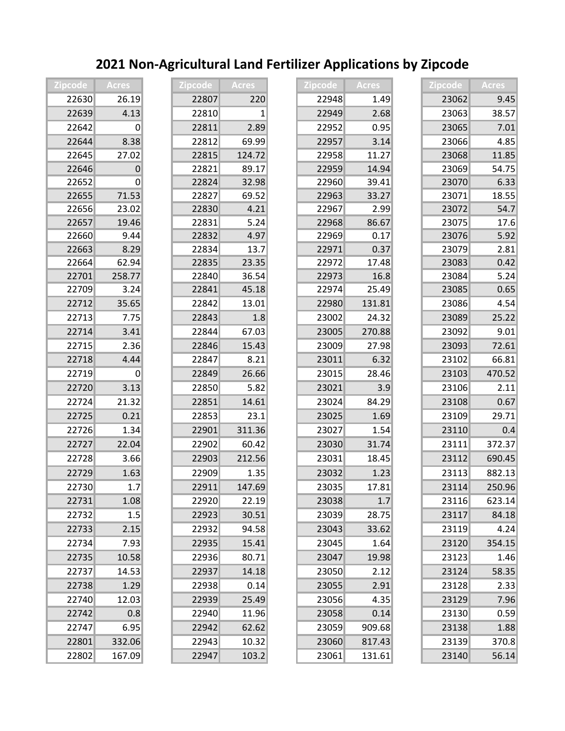# 2021 Non-Agricultural Land Fertilizer Applications by Zipcode

| Zipcode | Acres |
|---|---|
| 22630 | 26.19 |
| 22639 | 4.13 |
| 22642 | 0 |
| 22644 | 8.38 |
| 22645 | 27.02 |
| 22646 | 0 |
| 22652 | 0 |
| 22655 | 71.53 |
| 22656 | 23.02 |
| 22657 | 19.46 |
| 22660 | 9.44 |
| 22663 | 8.29 |
| 22664 | 62.94 |
| 22701 | 258.77 |
| 22709 | 3.24 |
| 22712 | 35.65 |
| 22713 | 7.75 |
| 22714 | 3.41 |
| 22715 | 2.36 |
| 22718 | 4.44 |
| 22719 | 0 |
| 22720 | 3.13 |
| 22724 | 21.32 |
| 22725 | 0.21 |
| 22726 | 1.34 |
| 22727 | 22.04 |
| 22728 | 3.66 |
| 22729 | 1.63 |
| 22730 | 1.7 |
| 22731 | 1.08 |
| 22732 | 1.5 |
| 22733 | 2.15 |
| 22734 | 7.93 |
| 22735 | 10.58 |
| 22737 | 14.53 |
| 22738 | 1.29 |
| 22740 | 12.03 |
| 22742 | 0.8 |
| 22747 | 6.95 |
| 22801 | 332.06 |
| 22802 | 167.09 |
| 22807 | 220 |
| 22810 | 1 |
| 22811 | 2.89 |
| 22812 | 69.99 |
| 22815 | 124.72 |
| 22821 | 89.17 |
| 22824 | 32.98 |
| 22827 | 69.52 |
| 22830 | 4.21 |
| 22831 | 5.24 |
| 22832 | 4.97 |
| 22834 | 13.7 |
| 22835 | 23.35 |
| 22840 | 36.54 |
| 22841 | 45.18 |
| 22842 | 13.01 |
| 22843 | 1.8 |
| 22844 | 67.03 |
| 22846 | 15.43 |
| 22847 | 8.21 |
| 22849 | 26.66 |
| 22850 | 5.82 |
| 22851 | 14.61 |
| 22853 | 23.1 |
| 22901 | 311.36 |
| 22902 | 60.42 |
| 22903 | 212.56 |
| 22909 | 1.35 |
| 22911 | 147.69 |
| 22920 | 22.19 |
| 22923 | 30.51 |
| 22932 | 94.58 |
| 22935 | 15.41 |
| 22936 | 80.71 |
| 22937 | 14.18 |
| 22938 | 0.14 |
| 22939 | 25.49 |
| 22940 | 11.96 |
| 22942 | 62.62 |
| 22943 | 10.32 |
| 22947 | 103.2 |
| 22948 | 1.49 |
| 22949 | 2.68 |
| 22952 | 0.95 |
| 22957 | 3.14 |
| 22958 | 11.27 |
| 22959 | 14.94 |
| 22960 | 39.41 |
| 22963 | 33.27 |
| 22967 | 2.99 |
| 22968 | 86.67 |
| 22969 | 0.17 |
| 22971 | 0.37 |
| 22972 | 17.48 |
| 22973 | 16.8 |
| 22974 | 25.49 |
| 22980 | 131.81 |
| 23002 | 24.32 |
| 23005 | 270.88 |
| 23009 | 27.98 |
| 23011 | 6.32 |
| 23015 | 28.46 |
| 23021 | 3.9 |
| 23024 | 84.29 |
| 23025 | 1.69 |
| 23027 | 1.54 |
| 23030 | 31.74 |
| 23031 | 18.45 |
| 23032 | 1.23 |
| 23035 | 17.81 |
| 23038 | 1.7 |
| 23039 | 28.75 |
| 23043 | 33.62 |
| 23045 | 1.64 |
| 23047 | 19.98 |
| 23050 | 2.12 |
| 23055 | 2.91 |
| 23056 | 4.35 |
| 23058 | 0.14 |
| 23059 | 909.68 |
| 23060 | 817.43 |
| 23061 | 131.61 |
| 23062 | 9.45 |
| 23063 | 38.57 |
| 23065 | 7.01 |
| 23066 | 4.85 |
| 23068 | 11.85 |
| 23069 | 54.75 |
| 23070 | 6.33 |
| 23071 | 18.55 |
| 23072 | 54.7 |
| 23075 | 17.6 |
| 23076 | 5.92 |
| 23079 | 2.81 |
| 23083 | 0.42 |
| 23084 | 5.24 |
| 23085 | 0.65 |
| 23086 | 4.54 |
| 23089 | 25.22 |
| 23092 | 9.01 |
| 23093 | 72.61 |
| 23102 | 66.81 |
| 23103 | 470.52 |
| 23106 | 2.11 |
| 23108 | 0.67 |
| 23109 | 29.71 |
| 23110 | 0.4 |
| 23111 | 372.37 |
| 23112 | 690.45 |
| 23113 | 882.13 |
| 23114 | 250.96 |
| 23116 | 623.14 |
| 23117 | 84.18 |
| 23119 | 4.24 |
| 23120 | 354.15 |
| 23123 | 1.46 |
| 23124 | 58.35 |
| 23128 | 2.33 |
| 23129 | 7.96 |
| 23130 | 0.59 |
| 23138 | 1.88 |
| 23139 | 370.8 |
| 23140 | 56.14 |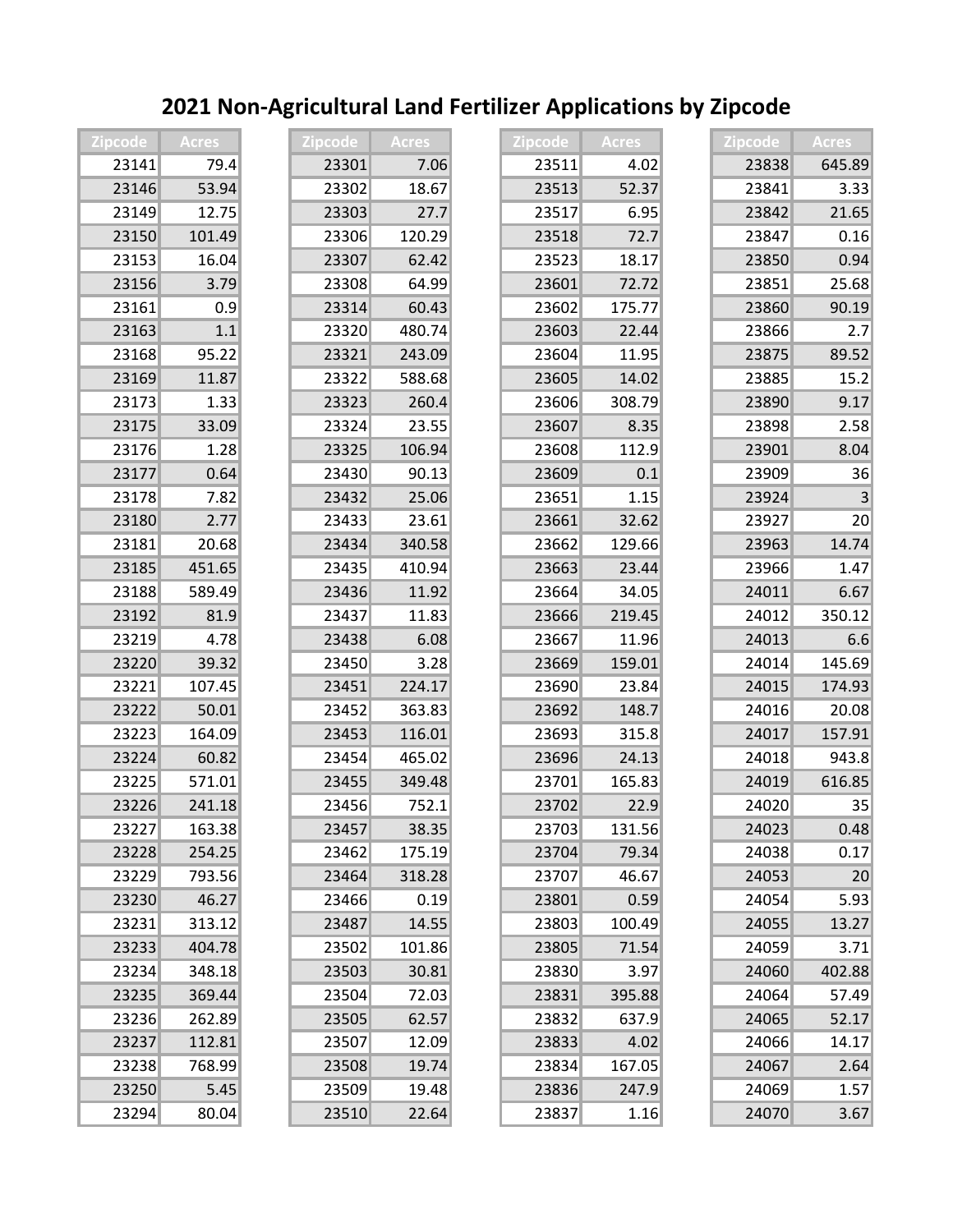# 2021 Non-Agricultural Land Fertilizer Applications by Zipcode

| Zipcode | Acres |
|---|---|
| 23141 | 79.4 |
| 23146 | 53.94 |
| 23149 | 12.75 |
| 23150 | 101.49 |
| 23153 | 16.04 |
| 23156 | 3.79 |
| 23161 | 0.9 |
| 23163 | 1.1 |
| 23168 | 95.22 |
| 23169 | 11.87 |
| 23173 | 1.33 |
| 23175 | 33.09 |
| 23176 | 1.28 |
| 23177 | 0.64 |
| 23178 | 7.82 |
| 23180 | 2.77 |
| 23181 | 20.68 |
| 23185 | 451.65 |
| 23188 | 589.49 |
| 23192 | 81.9 |
| 23219 | 4.78 |
| 23220 | 39.32 |
| 23221 | 107.45 |
| 23222 | 50.01 |
| 23223 | 164.09 |
| 23224 | 60.82 |
| 23225 | 571.01 |
| 23226 | 241.18 |
| 23227 | 163.38 |
| 23228 | 254.25 |
| 23229 | 793.56 |
| 23230 | 46.27 |
| 23231 | 313.12 |
| 23233 | 404.78 |
| 23234 | 348.18 |
| 23235 | 369.44 |
| 23236 | 262.89 |
| 23237 | 112.81 |
| 23238 | 768.99 |
| 23250 | 5.45 |
| 23294 | 80.04 |
| 23301 | 7.06 |
| 23302 | 18.67 |
| 23303 | 27.7 |
| 23306 | 120.29 |
| 23307 | 62.42 |
| 23308 | 64.99 |
| 23314 | 60.43 |
| 23320 | 480.74 |
| 23321 | 243.09 |
| 23322 | 588.68 |
| 23323 | 260.4 |
| 23324 | 23.55 |
| 23325 | 106.94 |
| 23430 | 90.13 |
| 23432 | 25.06 |
| 23433 | 23.61 |
| 23434 | 340.58 |
| 23435 | 410.94 |
| 23436 | 11.92 |
| 23437 | 11.83 |
| 23438 | 6.08 |
| 23450 | 3.28 |
| 23451 | 224.17 |
| 23452 | 363.83 |
| 23453 | 116.01 |
| 23454 | 465.02 |
| 23455 | 349.48 |
| 23456 | 752.1 |
| 23457 | 38.35 |
| 23462 | 175.19 |
| 23464 | 318.28 |
| 23466 | 0.19 |
| 23487 | 14.55 |
| 23502 | 101.86 |
| 23503 | 30.81 |
| 23504 | 72.03 |
| 23505 | 62.57 |
| 23507 | 12.09 |
| 23508 | 19.74 |
| 23509 | 19.48 |
| 23510 | 22.64 |
| 23511 | 4.02 |
| 23513 | 52.37 |
| 23517 | 6.95 |
| 23518 | 72.7 |
| 23523 | 18.17 |
| 23601 | 72.72 |
| 23602 | 175.77 |
| 23603 | 22.44 |
| 23604 | 11.95 |
| 23605 | 14.02 |
| 23606 | 308.79 |
| 23607 | 8.35 |
| 23608 | 112.9 |
| 23609 | 0.1 |
| 23651 | 1.15 |
| 23661 | 32.62 |
| 23662 | 129.66 |
| 23663 | 23.44 |
| 23664 | 34.05 |
| 23666 | 219.45 |
| 23667 | 11.96 |
| 23669 | 159.01 |
| 23690 | 23.84 |
| 23692 | 148.7 |
| 23693 | 315.8 |
| 23696 | 24.13 |
| 23701 | 165.83 |
| 23702 | 22.9 |
| 23703 | 131.56 |
| 23704 | 79.34 |
| 23707 | 46.67 |
| 23801 | 0.59 |
| 23803 | 100.49 |
| 23805 | 71.54 |
| 23830 | 3.97 |
| 23831 | 395.88 |
| 23832 | 637.9 |
| 23833 | 4.02 |
| 23834 | 167.05 |
| 23836 | 247.9 |
| 23837 | 1.16 |
| 23838 | 645.89 |
| 23841 | 3.33 |
| 23842 | 21.65 |
| 23847 | 0.16 |
| 23850 | 0.94 |
| 23851 | 25.68 |
| 23860 | 90.19 |
| 23866 | 2.7 |
| 23875 | 89.52 |
| 23885 | 15.2 |
| 23890 | 9.17 |
| 23898 | 2.58 |
| 23901 | 8.04 |
| 23909 | 36 |
| 23924 | 3 |
| 23927 | 20 |
| 23963 | 14.74 |
| 23966 | 1.47 |
| 24011 | 6.67 |
| 24012 | 350.12 |
| 24013 | 6.6 |
| 24014 | 145.69 |
| 24015 | 174.93 |
| 24016 | 20.08 |
| 24017 | 157.91 |
| 24018 | 943.8 |
| 24019 | 616.85 |
| 24020 | 35 |
| 24023 | 0.48 |
| 24038 | 0.17 |
| 24053 | 20 |
| 24054 | 5.93 |
| 24055 | 13.27 |
| 24059 | 3.71 |
| 24060 | 402.88 |
| 24064 | 57.49 |
| 24065 | 52.17 |
| 24066 | 14.17 |
| 24067 | 2.64 |
| 24069 | 1.57 |
| 24070 | 3.67 |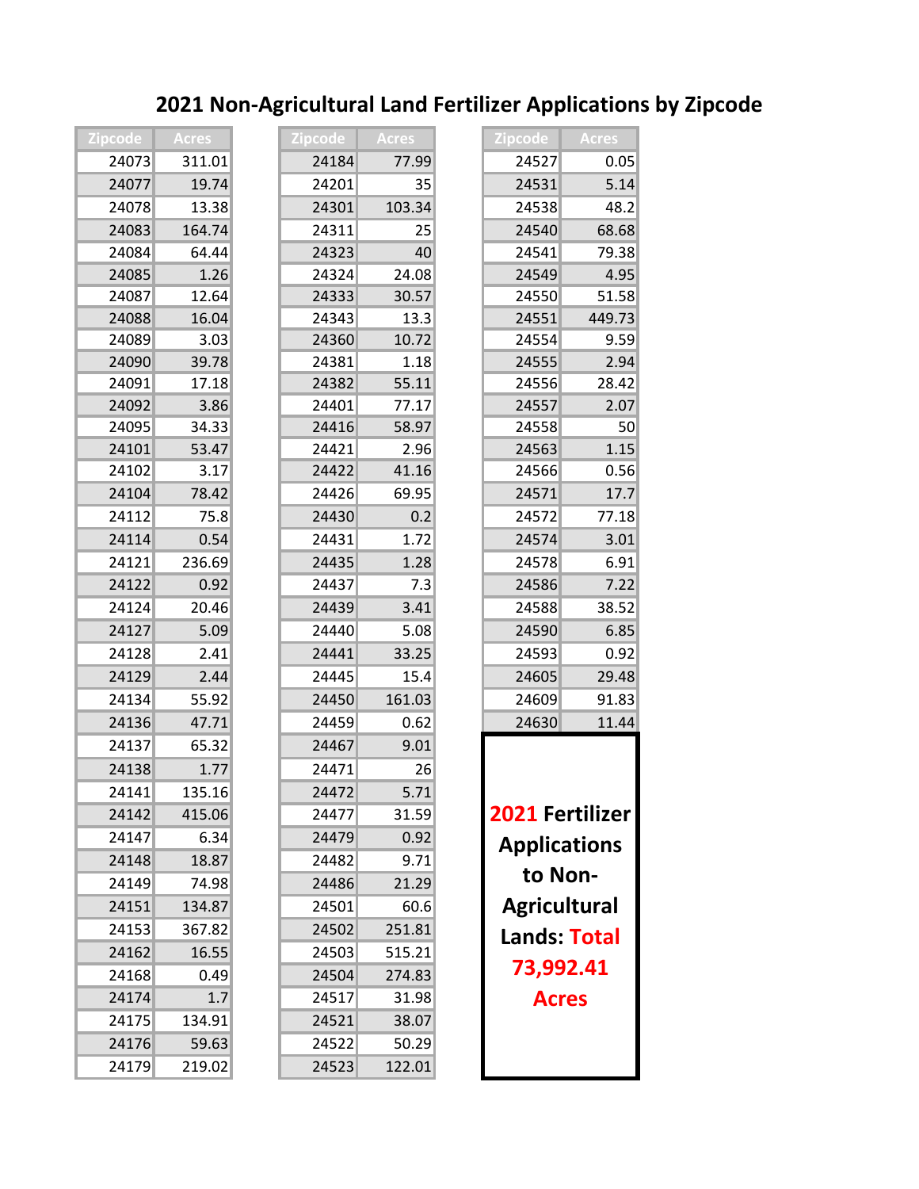## 2021 Non-Agricultural Land Fertilizer Applications by Zipcode

| Zipcode | Acres |
|---|---|
| 24073 | 311.01 |
| 24077 | 19.74 |
| 24078 | 13.38 |
| 24083 | 164.74 |
| 24084 | 64.44 |
| 24085 | 1.26 |
| 24087 | 12.64 |
| 24088 | 16.04 |
| 24089 | 3.03 |
| 24090 | 39.78 |
| 24091 | 17.18 |
| 24092 | 3.86 |
| 24095 | 34.33 |
| 24101 | 53.47 |
| 24102 | 3.17 |
| 24104 | 78.42 |
| 24112 | 75.8 |
| 24114 | 0.54 |
| 24121 | 236.69 |
| 24122 | 0.92 |
| 24124 | 20.46 |
| 24127 | 5.09 |
| 24128 | 2.41 |
| 24129 | 2.44 |
| 24134 | 55.92 |
| 24136 | 47.71 |
| 24137 | 65.32 |
| 24138 | 1.77 |
| 24141 | 135.16 |
| 24142 | 415.06 |
| 24147 | 6.34 |
| 24148 | 18.87 |
| 24149 | 74.98 |
| 24151 | 134.87 |
| 24153 | 367.82 |
| 24162 | 16.55 |
| 24168 | 0.49 |
| 24174 | 1.7 |
| 24175 | 134.91 |
| 24176 | 59.63 |
| 24179 | 219.02 |

| Zipcode | Acres |
|---|---|
| 24184 | 77.99 |
| 24201 | 35 |
| 24301 | 103.34 |
| 24311 | 25 |
| 24323 | 40 |
| 24324 | 24.08 |
| 24333 | 30.57 |
| 24343 | 13.3 |
| 24360 | 10.72 |
| 24381 | 1.18 |
| 24382 | 55.11 |
| 24401 | 77.17 |
| 24416 | 58.97 |
| 24421 | 2.96 |
| 24422 | 41.16 |
| 24426 | 69.95 |
| 24430 | 0.2 |
| 24431 | 1.72 |
| 24435 | 1.28 |
| 24437 | 7.3 |
| 24439 | 3.41 |
| 24440 | 5.08 |
| 24441 | 33.25 |
| 24445 | 15.4 |
| 24450 | 161.03 |
| 24459 | 0.62 |
| 24467 | 9.01 |
| 24471 | 26 |
| 24472 | 5.71 |
| 24477 | 31.59 |
| 24479 | 0.92 |
| 24482 | 9.71 |
| 24486 | 21.29 |
| 24501 | 60.6 |
| 24502 | 251.81 |
| 24503 | 515.21 |
| 24504 | 274.83 |
| 24517 | 31.98 |
| 24521 | 38.07 |
| 24522 | 50.29 |
| 24523 | 122.01 |

| Zipcode | Acres |
|---|---|
| 24527 | 0.05 |
| 24531 | 5.14 |
| 24538 | 48.2 |
| 24540 | 68.68 |
| 24541 | 79.38 |
| 24549 | 4.95 |
| 24550 | 51.58 |
| 24551 | 449.73 |
| 24554 | 9.59 |
| 24555 | 2.94 |
| 24556 | 28.42 |
| 24557 | 2.07 |
| 24558 | 50 |
| 24563 | 1.15 |
| 24566 | 0.56 |
| 24571 | 17.7 |
| 24572 | 77.18 |
| 24574 | 3.01 |
| 24578 | 6.91 |
| 24586 | 7.22 |
| 24588 | 38.52 |
| 24590 | 6.85 |
| 24593 | 0.92 |
| 24605 | 29.48 |
| 24609 | 91.83 |
| 24630 | 11.44 |

**2021 Fertilizer Applications to Non-Agricultural Lands: Total 73,992.41 Acres**